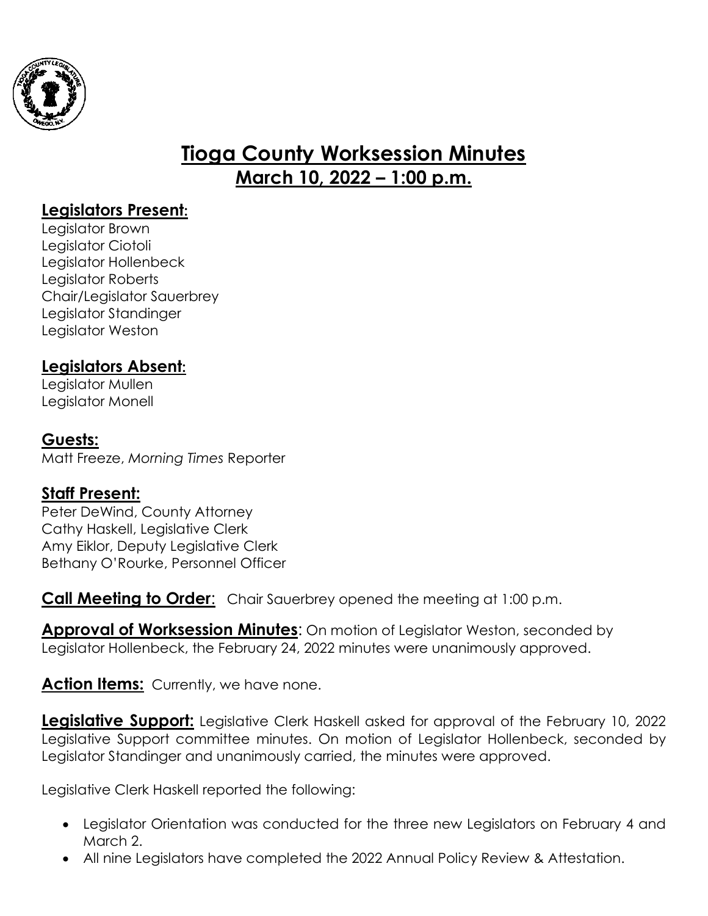# Tioga County Worksession Minutes

## March 10, 2022 – 1:00 p.m.

### Legislators Present:

Legislator Brown
Legislator Ciotoli
Legislator Hollenbeck
Legislator Roberts
Chair/Legislator Sauerbrey
Legislator Standinger
Legislator Weston

### Legislators Absent:

Legislator Mullen
Legislator Monell

### Guests:

Matt Freeze, *Morning Times* Reporter

### Staff Present:

Peter DeWind, County Attorney
Cathy Haskell, Legislative Clerk
Amy Eiklor, Deputy Legislative Clerk
Bethany O'Rourke, Personnel Officer

**Call Meeting to Order**: Chair Sauerbrey opened the meeting at 1:00 p.m.

**Approval of Worksession Minutes**: On motion of Legislator Weston, seconded by Legislator Hollenbeck, the February 24, 2022 minutes were unanimously approved.

**Action Items:** Currently, we have none.

**Legislative Support:** Legislative Clerk Haskell asked for approval of the February 10, 2022 Legislative Support committee minutes. On motion of Legislator Hollenbeck, seconded by Legislator Standinger and unanimously carried, the minutes were approved.

Legislative Clerk Haskell reported the following:

- Legislator Orientation was conducted for the three new Legislators on February 4 and March 2.
- All nine Legislators have completed the 2022 Annual Policy Review & Attestation.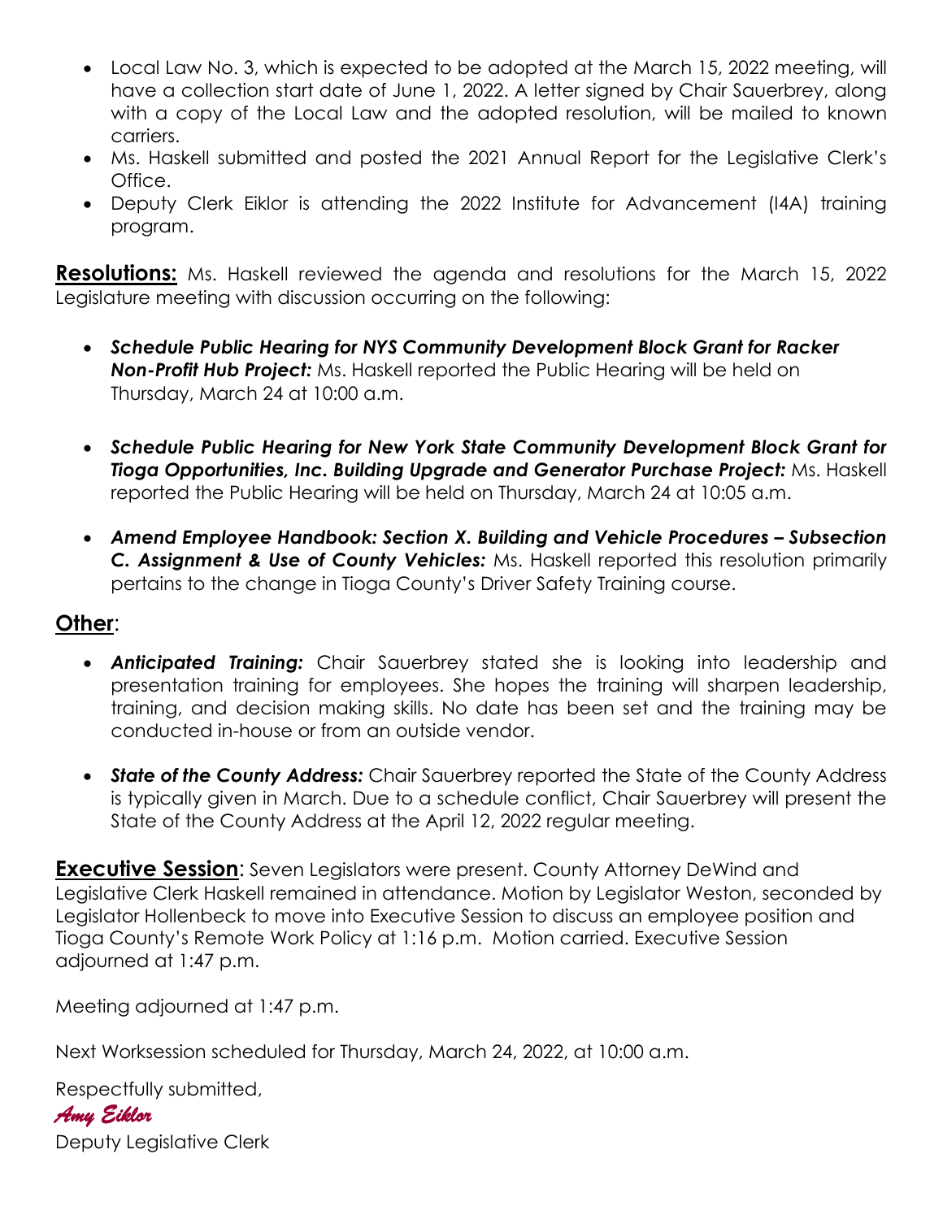- Local Law No. 3, which is expected to be adopted at the March 15, 2022 meeting, will have a collection start date of June 1, 2022. A letter signed by Chair Sauerbrey, along with a copy of the Local Law and the adopted resolution, will be mailed to known carriers.
- Ms. Haskell submitted and posted the 2021 Annual Report for the Legislative Clerk's Office.
- Deputy Clerk Eiklor is attending the 2022 Institute for Advancement (I4A) training program.

**Resolutions:** Ms. Haskell reviewed the agenda and resolutions for the March 15, 2022 Legislature meeting with discussion occurring on the following:

- ***Schedule Public Hearing for NYS Community Development Block Grant for Racker Non-Profit Hub Project:*** Ms. Haskell reported the Public Hearing will be held on Thursday, March 24 at 10:00 a.m.
- ***Schedule Public Hearing for New York State Community Development Block Grant for Tioga Opportunities, Inc. Building Upgrade and Generator Purchase Project:*** Ms. Haskell reported the Public Hearing will be held on Thursday, March 24 at 10:05 a.m.
- ***Amend Employee Handbook: Section X. Building and Vehicle Procedures – Subsection C. Assignment & Use of County Vehicles:*** Ms. Haskell reported this resolution primarily pertains to the change in Tioga County's Driver Safety Training course.

## Other:

- ***Anticipated Training:*** Chair Sauerbrey stated she is looking into leadership and presentation training for employees. She hopes the training will sharpen leadership, training, and decision making skills. No date has been set and the training may be conducted in-house or from an outside vendor.
- ***State of the County Address:*** Chair Sauerbrey reported the State of the County Address is typically given in March. Due to a schedule conflict, Chair Sauerbrey will present the State of the County Address at the April 12, 2022 regular meeting.

**Executive Session**: Seven Legislators were present. County Attorney DeWind and Legislative Clerk Haskell remained in attendance. Motion by Legislator Weston, seconded by Legislator Hollenbeck to move into Executive Session to discuss an employee position and Tioga County's Remote Work Policy at 1:16 p.m. Motion carried. Executive Session adjourned at 1:47 p.m.

Meeting adjourned at 1:47 p.m.

Next Worksession scheduled for Thursday, March 24, 2022, at 10:00 a.m.

Respectfully submitted,

*Amy Eiklor*

Deputy Legislative Clerk